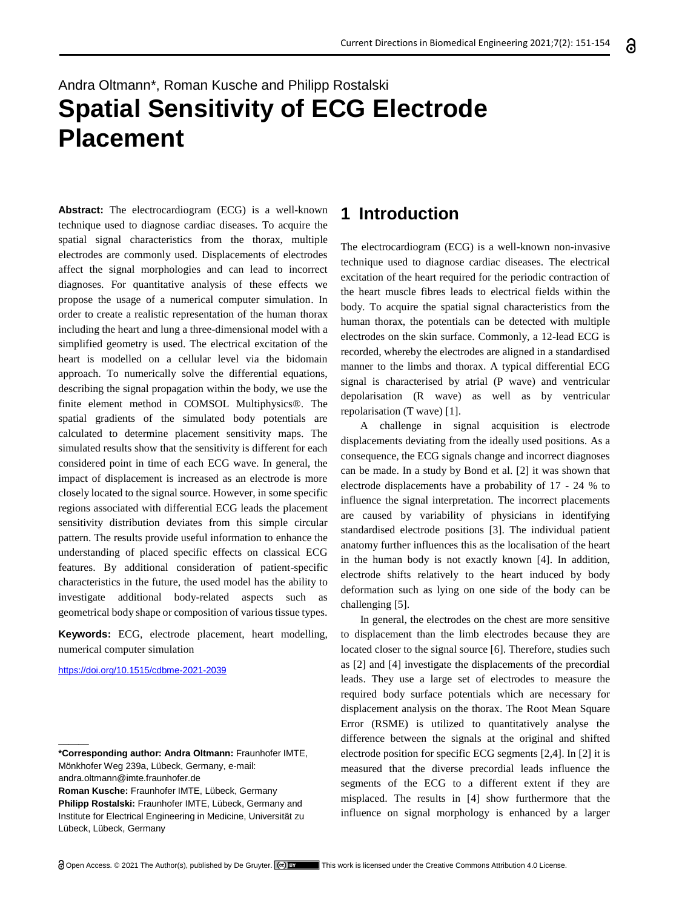Andra Oltmann*, Roman Kusche and Philipp Rostalski

# Spatial Sensitivity of ECG Electrode Placement

**Abstract:** The electrocardiogram (ECG) is a well-known technique used to diagnose cardiac diseases. To acquire the spatial signal characteristics from the thorax, multiple electrodes are commonly used. Displacements of electrodes affect the signal morphologies and can lead to incorrect diagnoses. For quantitative analysis of these effects we propose the usage of a numerical computer simulation. In order to create a realistic representation of the human thorax including the heart and lung a three-dimensional model with a simplified geometry is used. The electrical excitation of the heart is modelled on a cellular level via the bidomain approach. To numerically solve the differential equations, describing the signal propagation within the body, we use the finite element method in COMSOL Multiphysics®. The spatial gradients of the simulated body potentials are calculated to determine placement sensitivity maps. The simulated results show that the sensitivity is different for each considered point in time of each ECG wave. In general, the impact of displacement is increased as an electrode is more closely located to the signal source. However, in some specific regions associated with differential ECG leads the placement sensitivity distribution deviates from this simple circular pattern. The results provide useful information to enhance the understanding of placed specific effects on classical ECG features. By additional consideration of patient-specific characteristics in the future, the used model has the ability to investigate additional body-related aspects such as geometrical body shape or composition of various tissue types.

**Keywords:** ECG, electrode placement, heart modelling, numerical computer simulation

https://doi.org/10.1515/cdbme-2021-2039

**\*Corresponding author: Andra Oltmann:** Fraunhofer IMTE, Mönkhofer Weg 239a, Lübeck, Germany, e-mail: andra.oltmann@imte.fraunhofer.de
**Roman Kusche:** Fraunhofer IMTE, Lübeck, Germany
**Philipp Rostalski:** Fraunhofer IMTE, Lübeck, Germany and Institute for Electrical Engineering in Medicine, Universität zu Lübeck, Lübeck, Germany

## 1 Introduction

The electrocardiogram (ECG) is a well-known non-invasive technique used to diagnose cardiac diseases. The electrical excitation of the heart required for the periodic contraction of the heart muscle fibres leads to electrical fields within the body. To acquire the spatial signal characteristics from the human thorax, the potentials can be detected with multiple electrodes on the skin surface. Commonly, a 12-lead ECG is recorded, whereby the electrodes are aligned in a standardised manner to the limbs and thorax. A typical differential ECG signal is characterised by atrial (P wave) and ventricular depolarisation (R wave) as well as by ventricular repolarisation (T wave) [1].

A challenge in signal acquisition is electrode displacements deviating from the ideally used positions. As a consequence, the ECG signals change and incorrect diagnoses can be made. In a study by Bond et al. [2] it was shown that electrode displacements have a probability of 17 - 24 % to influence the signal interpretation. The incorrect placements are caused by variability of physicians in identifying standardised electrode positions [3]. The individual patient anatomy further influences this as the localisation of the heart in the human body is not exactly known [4]. In addition, electrode shifts relatively to the heart induced by body deformation such as lying on one side of the body can be challenging [5].

In general, the electrodes on the chest are more sensitive to displacement than the limb electrodes because they are located closer to the signal source [6]. Therefore, studies such as [2] and [4] investigate the displacements of the precordial leads. They use a large set of electrodes to measure the required body surface potentials which are necessary for displacement analysis on the thorax. The Root Mean Square Error (RSME) is utilized to quantitatively analyse the difference between the signals at the original and shifted electrode position for specific ECG segments [2,4]. In [2] it is measured that the diverse precordial leads influence the segments of the ECG to a different extent if they are misplaced. The results in [4] show furthermore that the influence on signal morphology is enhanced by a larger

Open Access. © 2021 The Author(s), published by De Gruyter. This work is licensed under the Creative Commons Attribution 4.0 License.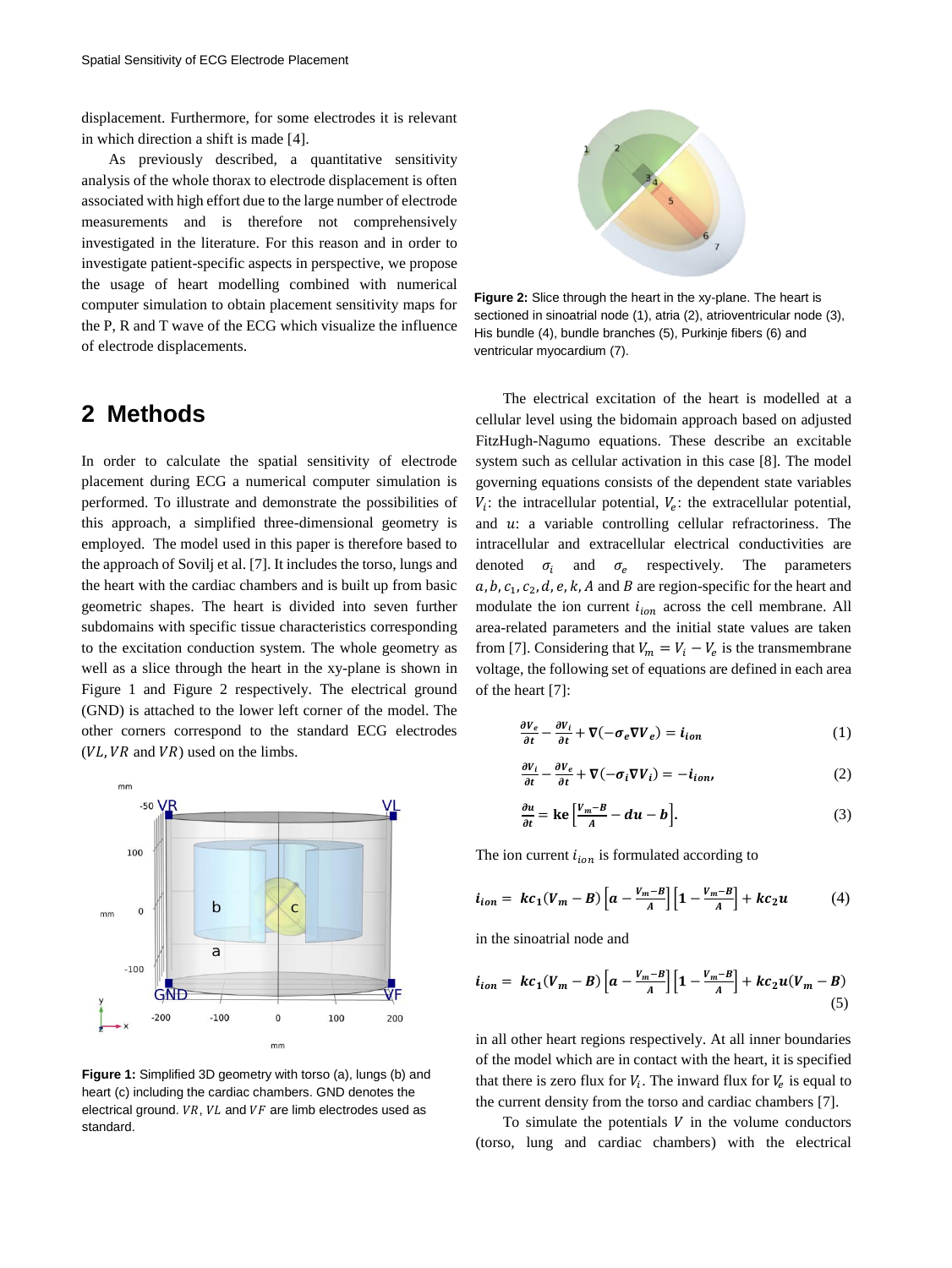displacement. Furthermore, for some electrodes it is relevant in which direction a shift is made [4].

As previously described, a quantitative sensitivity analysis of the whole thorax to electrode displacement is often associated with high effort due to the large number of electrode measurements and is therefore not comprehensively investigated in the literature. For this reason and in order to investigate patient-specific aspects in perspective, we propose the usage of heart modelling combined with numerical computer simulation to obtain placement sensitivity maps for the P, R and T wave of the ECG which visualize the influence of electrode displacements.

## 2 Methods

In order to calculate the spatial sensitivity of electrode placement during ECG a numerical computer simulation is performed. To illustrate and demonstrate the possibilities of this approach, a simplified three-dimensional geometry is employed. The model used in this paper is therefore based to the approach of Sovilj et al. [7]. It includes the torso, lungs and the heart with the cardiac chambers and is built up from basic geometric shapes. The heart is divided into seven further subdomains with specific tissue characteristics corresponding to the excitation conduction system. The whole geometry as well as a slice through the heart in the xy-plane is shown in Figure 1 and Figure 2 respectively. The electrical ground (GND) is attached to the lower left corner of the model. The other corners correspond to the standard ECG electrodes ($VL, VR$ and $VR$) used on the limbs.

**Figure 1:** Simplified 3D geometry with torso (a), lungs (b) and heart (c) including the cardiac chambers. GND denotes the electrical ground. $VR$, $VL$ and $VF$ are limb electrodes used as standard.

**Figure 2:** Slice through the heart in the xy-plane. The heart is sectioned in sinoatrial node (1), atria (2), atrioventricular node (3), His bundle (4), bundle branches (5), Purkinje fibers (6) and ventricular myocardium (7).

The electrical excitation of the heart is modelled at a cellular level using the bidomain approach based on adjusted FitzHugh-Nagumo equations. These describe an excitable system such as cellular activation in this case [8]. The model governing equations consists of the dependent state variables $V_i$: the intracellular potential, $V_e$: the extracellular potential, and $u$: a variable controlling cellular refractoriness. The intracellular and extracellular electrical conductivities are denoted $\sigma_i$ and $\sigma_e$ respectively. The parameters $a, b, c_1, c_2, d, e, k, A$ and $B$ are region-specific for the heart and modulate the ion current $i_{ion}$ across the cell membrane. All area-related parameters and the initial state values are taken from [7]. Considering that $V_m = V_i - V_e$ is the transmembrane voltage, the following set of equations are defined in each area of the heart [7]:

$$\frac{\partial V_e}{\partial t} - \frac{\partial V_i}{\partial t} + \nabla(-\sigma_e \nabla V_e) = i_{ion} \tag{1}$$

$$\frac{\partial V_i}{\partial t} - \frac{\partial V_e}{\partial t} + \nabla(-\sigma_i \nabla V_i) = -i_{ion}, \tag{2}$$

$$\frac{\partial u}{\partial t} = \mathrm{ke}\left[\frac{V_m - B}{A} - du - b\right]. \tag{3}$$

The ion current $i_{ion}$ is formulated according to

$$i_{ion} = kc_1(V_m - B)\left[a - \frac{V_m - B}{A}\right]\left[1 - \frac{V_m - B}{A}\right] + kc_2 u \tag{4}$$

in the sinoatrial node and

$$i_{ion} = kc_1(V_m - B)\left[a - \frac{V_m - B}{A}\right]\left[1 - \frac{V_m - B}{A}\right] + kc_2 u(V_m - B) \tag{5}$$

in all other heart regions respectively. At all inner boundaries of the model which are in contact with the heart, it is specified that there is zero flux for $V_i$. The inward flux for $V_e$ is equal to the current density from the torso and cardiac chambers [7].

To simulate the potentials $V$ in the volume conductors (torso, lung and cardiac chambers) with the electrical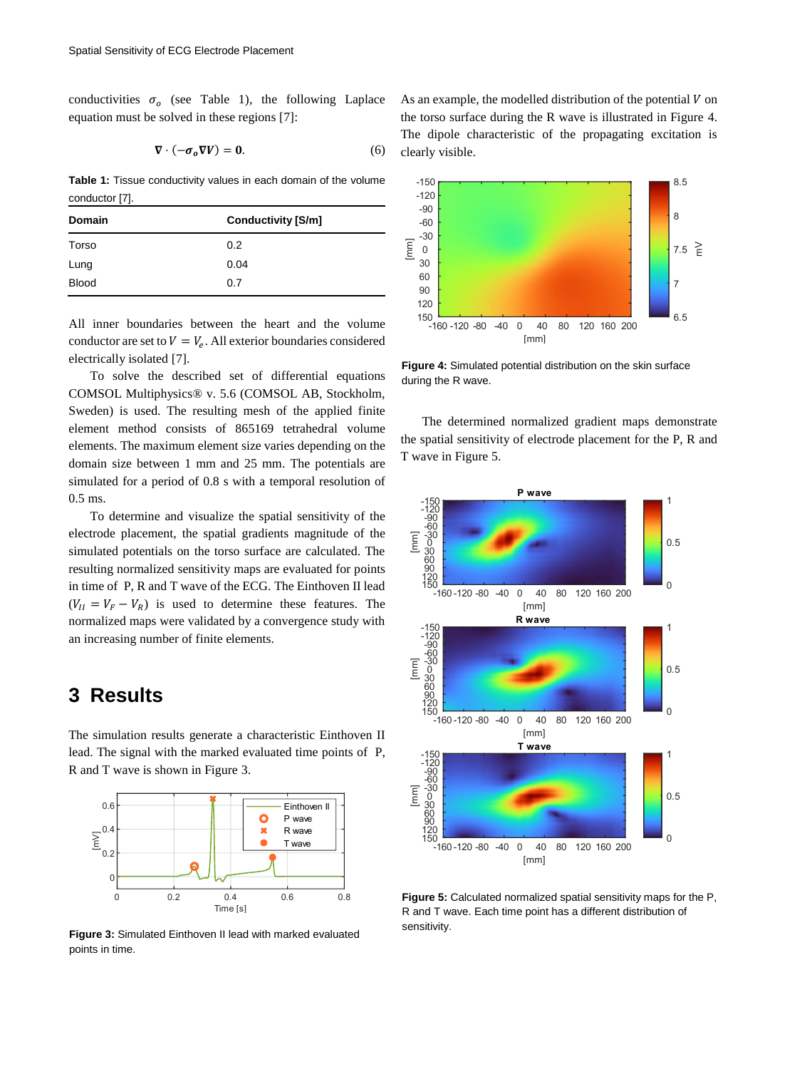conductivities $\sigma_o$ (see Table 1), the following Laplace equation must be solved in these regions [7]:

$$\nabla \cdot (-\sigma_o \nabla V) = 0. \tag{6}$$

**Table 1:** Tissue conductivity values in each domain of the volume conductor [7].

| Domain | Conductivity [S/m] |
|---|---|
| Torso | 0.2 |
| Lung | 0.04 |
| Blood | 0.7 |

All inner boundaries between the heart and the volume conductor are set to $V = V_e$. All exterior boundaries considered electrically isolated [7].

To solve the described set of differential equations COMSOL Multiphysics® v. 5.6 (COMSOL AB, Stockholm, Sweden) is used. The resulting mesh of the applied finite element method consists of 865169 tetrahedral volume elements. The maximum element size varies depending on the domain size between 1 mm and 25 mm. The potentials are simulated for a period of 0.8 s with a temporal resolution of 0.5 ms.

To determine and visualize the spatial sensitivity of the electrode placement, the spatial gradients magnitude of the simulated potentials on the torso surface are calculated. The resulting normalized sensitivity maps are evaluated for points in time of P, R and T wave of the ECG. The Einthoven II lead ($V_{II} = V_F - V_R$) is used to determine these features. The normalized maps were validated by a convergence study with an increasing number of finite elements.

## 3 Results

The simulation results generate a characteristic Einthoven II lead. The signal with the marked evaluated time points of P, R and T wave is shown in Figure 3.

**Figure 3:** Simulated Einthoven II lead with marked evaluated points in time.

As an example, the modelled distribution of the potential $V$ on the torso surface during the R wave is illustrated in Figure 4. The dipole characteristic of the propagating excitation is clearly visible.

**Figure 4:** Simulated potential distribution on the skin surface during the R wave.

The determined normalized gradient maps demonstrate the spatial sensitivity of electrode placement for the P, R and T wave in Figure 5.

**Figure 5:** Calculated normalized spatial sensitivity maps for the P, R and T wave. Each time point has a different distribution of sensitivity.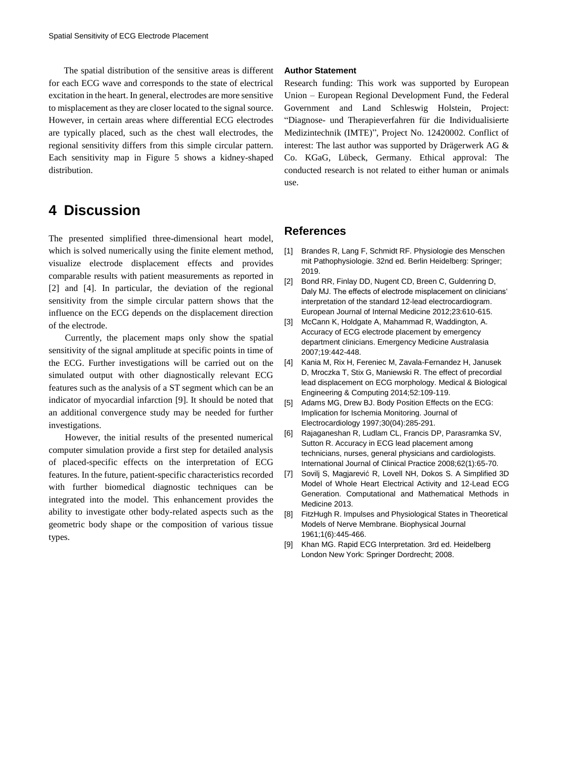The spatial distribution of the sensitive areas is different for each ECG wave and corresponds to the state of electrical excitation in the heart. In general, electrodes are more sensitive to misplacement as they are closer located to the signal source. However, in certain areas where differential ECG electrodes are typically placed, such as the chest wall electrodes, the regional sensitivity differs from this simple circular pattern. Each sensitivity map in Figure 5 shows a kidney-shaped distribution.

# 4 Discussion

The presented simplified three-dimensional heart model, which is solved numerically using the finite element method, visualize electrode displacement effects and provides comparable results with patient measurements as reported in [2] and [4]. In particular, the deviation of the regional sensitivity from the simple circular pattern shows that the influence on the ECG depends on the displacement direction of the electrode.

Currently, the placement maps only show the spatial sensitivity of the signal amplitude at specific points in time of the ECG. Further investigations will be carried out on the simulated output with other diagnostically relevant ECG features such as the analysis of a ST segment which can be an indicator of myocardial infarction [9]. It should be noted that an additional convergence study may be needed for further investigations.

However, the initial results of the presented numerical computer simulation provide a first step for detailed analysis of placed-specific effects on the interpretation of ECG features. In the future, patient-specific characteristics recorded with further biomedical diagnostic techniques can be integrated into the model. This enhancement provides the ability to investigate other body-related aspects such as the geometric body shape or the composition of various tissue types.

**Author Statement**

Research funding: This work was supported by European Union – European Regional Development Fund, the Federal Government and Land Schleswig Holstein, Project: "Diagnose- und Therapieverfahren für die Individualisierte Medizintechnik (IMTE)", Project No. 12420002. Conflict of interest: The last author was supported by Drägerwerk AG & Co. KGaG, Lübeck, Germany. Ethical approval: The conducted research is not related to either human or animals use.

## References

[1] Brandes R, Lang F, Schmidt RF. Physiologie des Menschen mit Pathophysiologie. 32nd ed. Berlin Heidelberg: Springer; 2019.

[2] Bond RR, Finlay DD, Nugent CD, Breen C, Guldenring D, Daly MJ. The effects of electrode misplacement on clinicians' interpretation of the standard 12-lead electrocardiogram. European Journal of Internal Medicine 2012;23:610-615.

[3] McCann K, Holdgate A, Mahammad R, Waddington, A. Accuracy of ECG electrode placement by emergency department clinicians. Emergency Medicine Australasia 2007;19:442-448.

[4] Kania M, Rix H, Fereniec M, Zavala-Fernandez H, Janusek D, Mroczka T, Stix G, Maniewski R. The effect of precordial lead displacement on ECG morphology. Medical & Biological Engineering & Computing 2014;52:109-119.

[5] Adams MG, Drew BJ. Body Position Effects on the ECG: Implication for Ischemia Monitoring. Journal of Electrocardiology 1997;30(04):285-291.

[6] Rajaganeshan R, Ludlam CL, Francis DP, Parasramka SV, Sutton R. Accuracy in ECG lead placement among technicians, nurses, general physicians and cardiologists. International Journal of Clinical Practice 2008;62(1):65-70.

[7] Sovilj S, Magjarević R, Lovell NH, Dokos S. A Simplified 3D Model of Whole Heart Electrical Activity and 12-Lead ECG Generation. Computational and Mathematical Methods in Medicine 2013.

[8] FitzHugh R. Impulses and Physiological States in Theoretical Models of Nerve Membrane. Biophysical Journal 1961;1(6):445-466.

[9] Khan MG. Rapid ECG Interpretation. 3rd ed. Heidelberg London New York: Springer Dordrecht; 2008.